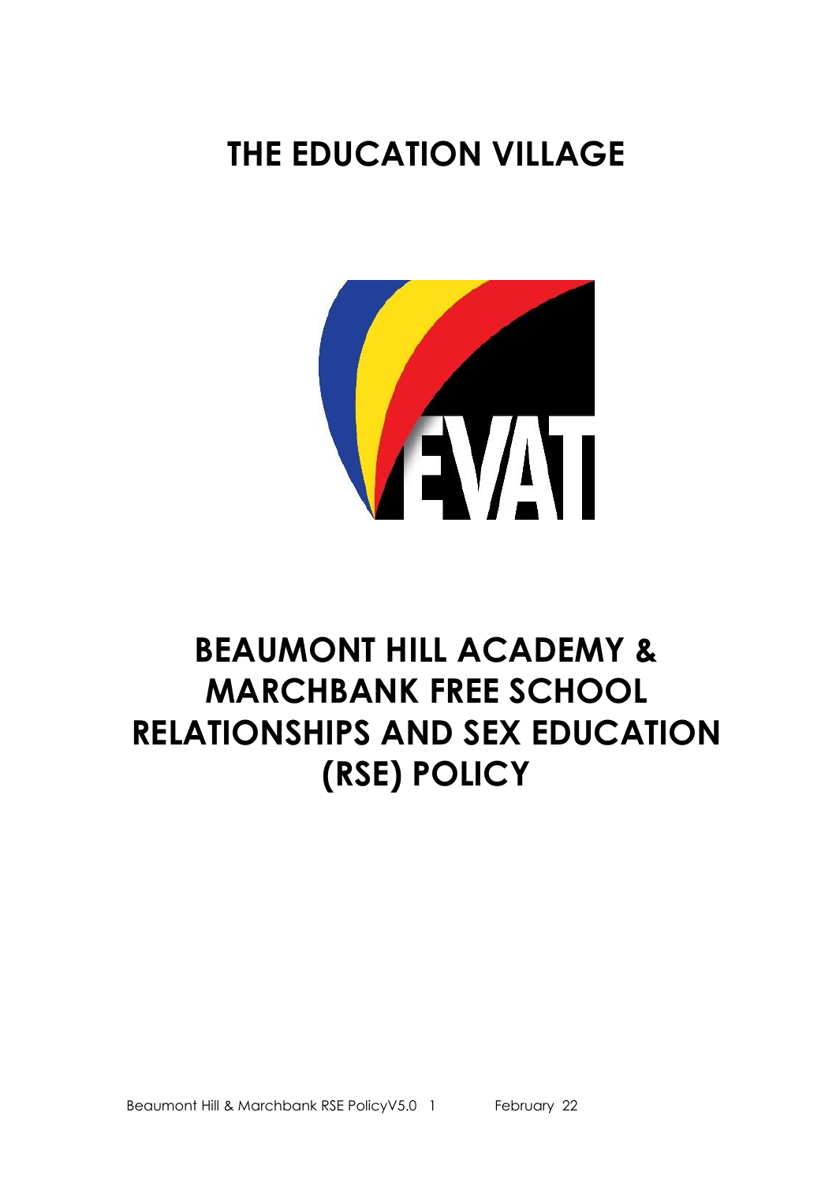# THE EDUCATION VILLAGE

# BEAUMONT HILL ACADEMY & MARCHBANK FREE SCHOOL RELATIONSHIPS AND SEX EDUCATION (RSE) POLICY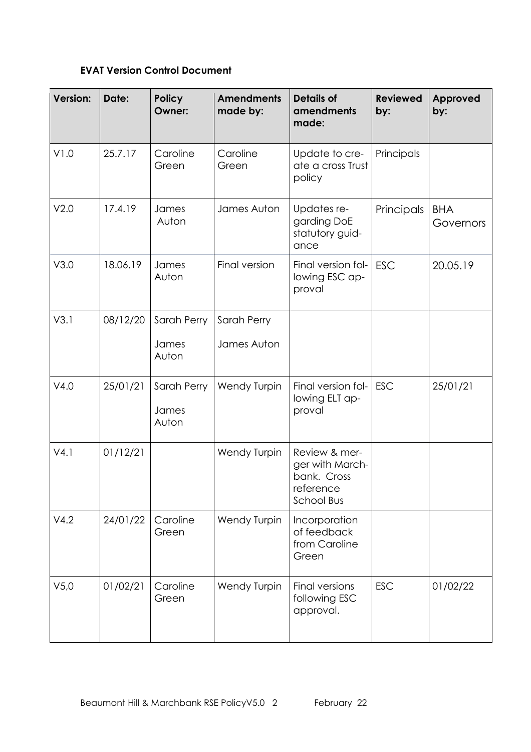**EVAT Version Control Document**

| Version: | Date: | Policy Owner: | Amendments made by: | Details of amendments made: | Reviewed by: | Approved by: |
|---|---|---|---|---|---|---|
| V1.0 | 25.7.17 | Caroline Green | Caroline Green | Update to create a cross Trust policy | Principals | |
| V2.0 | 17.4.19 | James Auton | James Auton | Updates regarding DoE statutory guidance | Principals | BHA Governors |
| V3.0 | 18.06.19 | James Auton | Final version | Final version following ESC approval | ESC | 20.05.19 |
| V3.1 | 08/12/20 | Sarah Perry<br>James Auton | Sarah Perry<br>James Auton | | | |
| V4.0 | 25/01/21 | Sarah Perry<br>James Auton | Wendy Turpin | Final version following ELT approval | ESC | 25/01/21 |
| V4.1 | 01/12/21 | | Wendy Turpin | Review & merger with Marchbank. Cross reference School Bus | | |
| V4.2 | 24/01/22 | Caroline Green | Wendy Turpin | Incorporation of feedback from Caroline Green | | |
| V5,0 | 01/02/21 | Caroline Green | Wendy Turpin | Final versions following ESC approval. | ESC | 01/02/22 |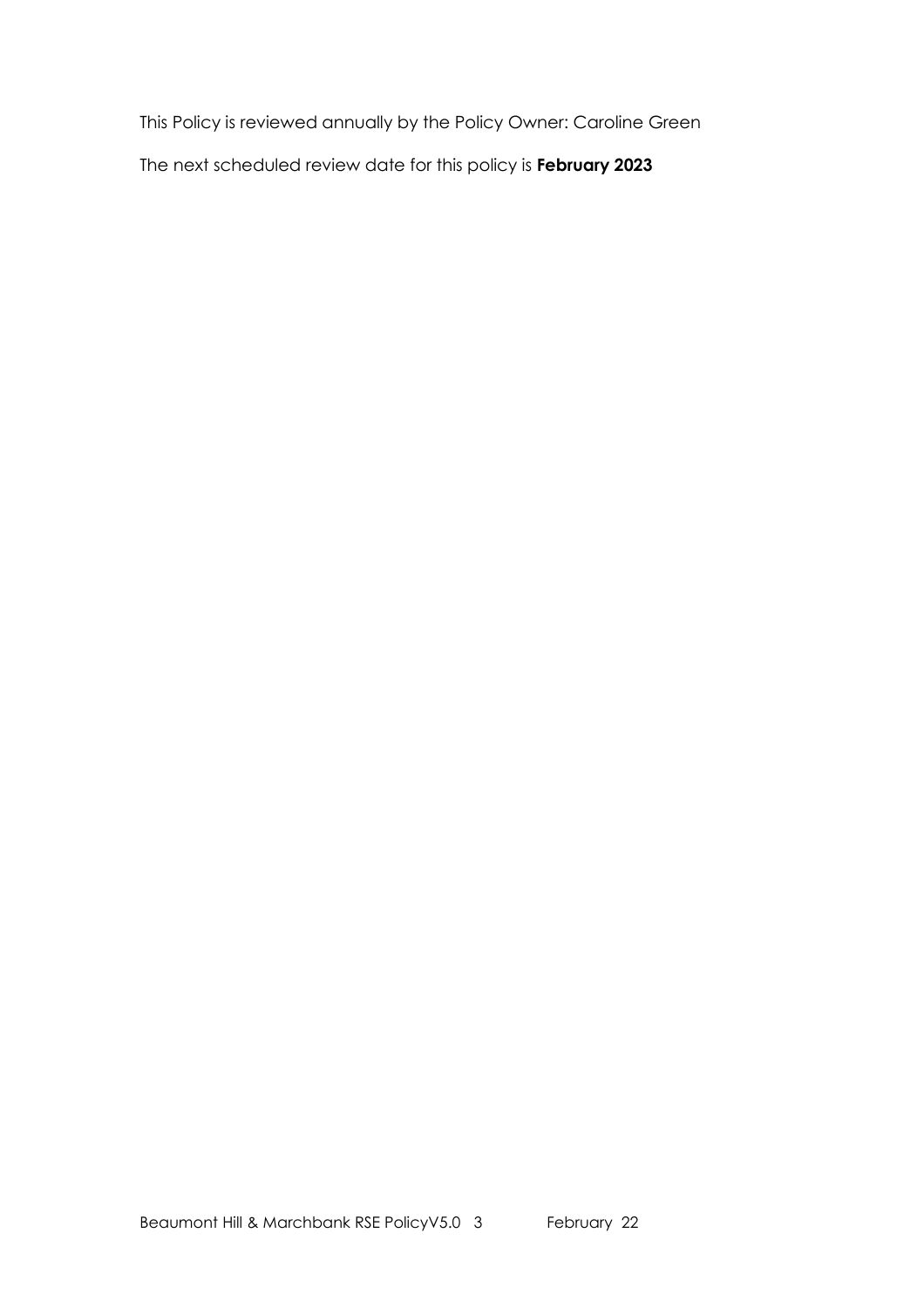This Policy is reviewed annually by the Policy Owner: Caroline Green

The next scheduled review date for this policy is **February 2023**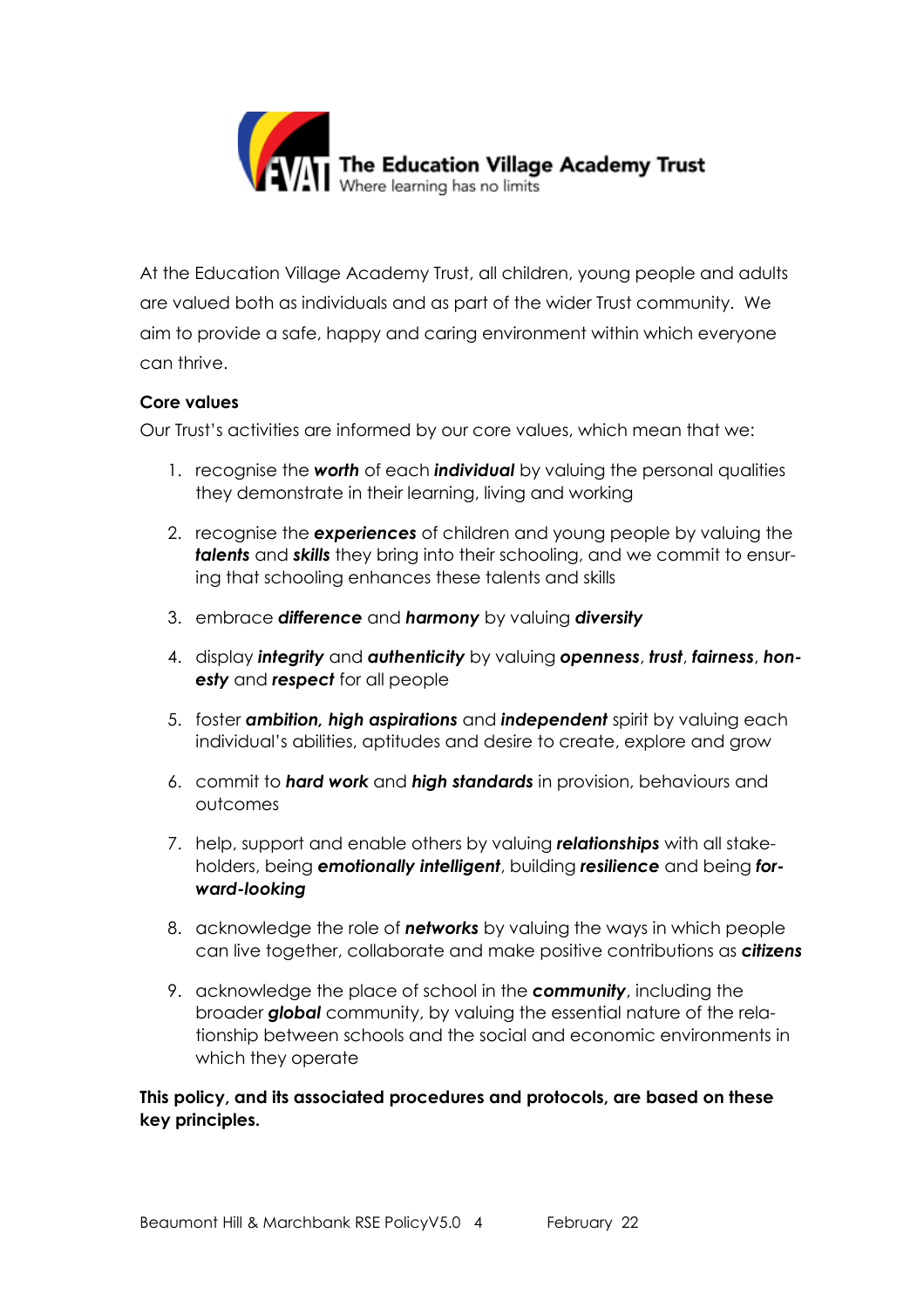The Education Village Academy Trust
Where learning has no limits

At the Education Village Academy Trust, all children, young people and adults are valued both as individuals and as part of the wider Trust community. We aim to provide a safe, happy and caring environment within which everyone can thrive.

**Core values**

Our Trust's activities are informed by our core values, which mean that we:

1. recognise the ***worth*** of each ***individual*** by valuing the personal qualities they demonstrate in their learning, living and working
2. recognise the ***experiences*** of children and young people by valuing the ***talents*** and ***skills*** they bring into their schooling, and we commit to ensuring that schooling enhances these talents and skills
3. embrace ***difference*** and ***harmony*** by valuing ***diversity***
4. display ***integrity*** and ***authenticity*** by valuing ***openness***, ***trust***, ***fairness***, ***honesty*** and ***respect*** for all people
5. foster ***ambition, high aspirations*** and ***independent*** spirit by valuing each individual's abilities, aptitudes and desire to create, explore and grow
6. commit to ***hard work*** and ***high standards*** in provision, behaviours and outcomes
7. help, support and enable others by valuing ***relationships*** with all stakeholders, being ***emotionally intelligent***, building ***resilience*** and being ***forward-looking***
8. acknowledge the role of ***networks*** by valuing the ways in which people can live together, collaborate and make positive contributions as ***citizens***
9. acknowledge the place of school in the ***community***, including the broader ***global*** community, by valuing the essential nature of the relationship between schools and the social and economic environments in which they operate

**This policy, and its associated procedures and protocols, are based on these key principles.**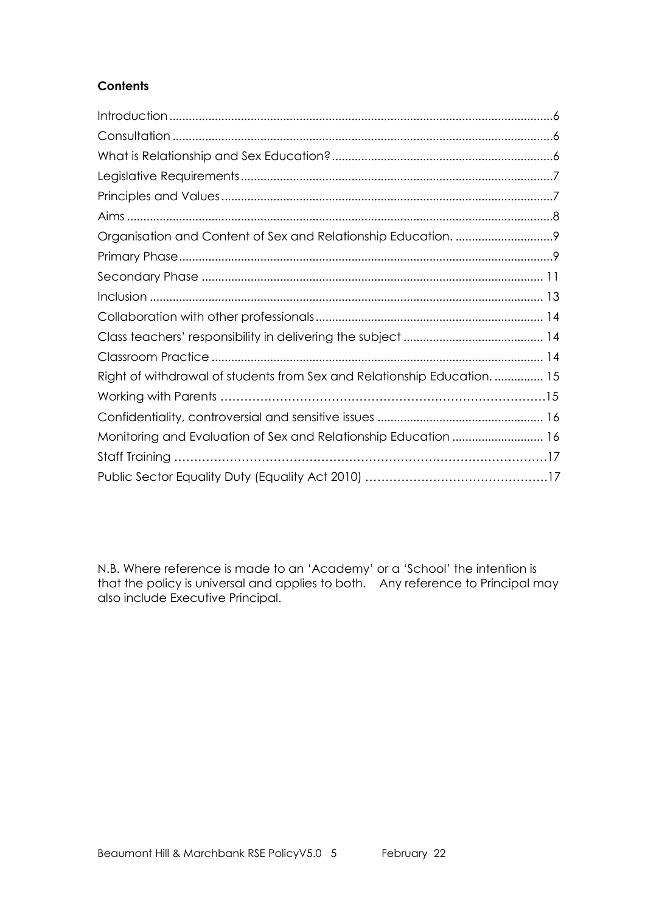**Contents**

| | |
|---|---|
| Introduction | 6 |
| Consultation | 6 |
| What is Relationship and Sex Education? | 6 |
| Legislative Requirements | 7 |
| Principles and Values | 7 |
| Aims | 8 |
| Organisation and Content of Sex and Relationship Education. | 9 |
| Primary Phase | 9 |
| Secondary Phase | 11 |
| Inclusion | 13 |
| Collaboration with other professionals | 14 |
| Class teachers' responsibility in delivering the subject | 14 |
| Classroom Practice | 14 |
| Right of withdrawal of students from Sex and Relationship Education. | 15 |
| Working with Parents | 15 |
| Confidentiality, controversial and sensitive issues | 16 |
| Monitoring and Evaluation of Sex and Relationship Education | 16 |
| Staff Training | 17 |
| Public Sector Equality Duty (Equality Act 2010) | 17 |

N.B. Where reference is made to an 'Academy' or a 'School' the intention is that the policy is universal and applies to both. Any reference to Principal may also include Executive Principal.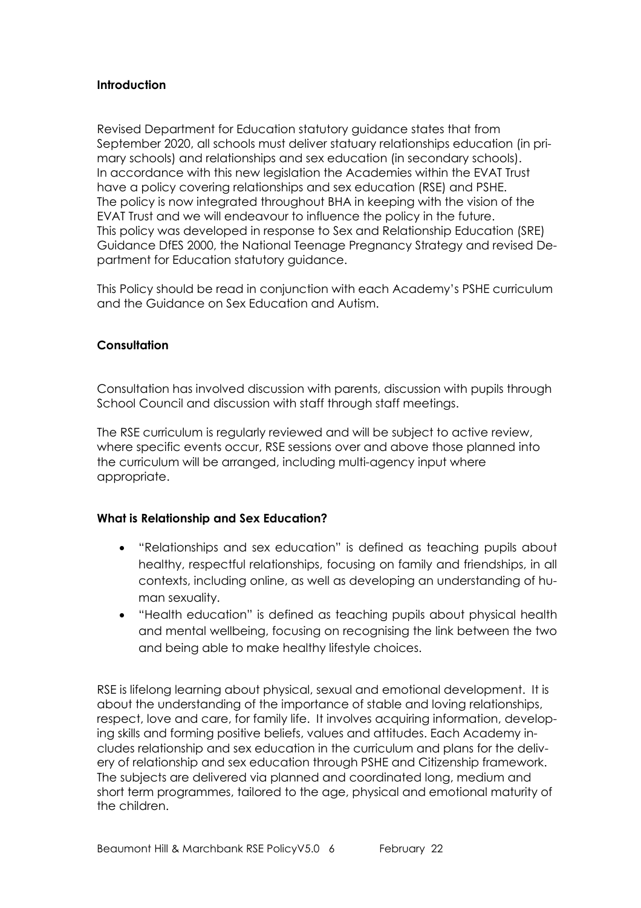### Introduction

Revised Department for Education statutory guidance states that from September 2020, all schools must deliver statuary relationships education (in primary schools) and relationships and sex education (in secondary schools). In accordance with this new legislation the Academies within the EVAT Trust have a policy covering relationships and sex education (RSE) and PSHE. The policy is now integrated throughout BHA in keeping with the vision of the EVAT Trust and we will endeavour to influence the policy in the future. This policy was developed in response to Sex and Relationship Education (SRE) Guidance DfES 2000, the National Teenage Pregnancy Strategy and revised Department for Education statutory guidance.

This Policy should be read in conjunction with each Academy's PSHE curriculum and the Guidance on Sex Education and Autism.

### Consultation

Consultation has involved discussion with parents, discussion with pupils through School Council and discussion with staff through staff meetings.

The RSE curriculum is regularly reviewed and will be subject to active review, where specific events occur, RSE sessions over and above those planned into the curriculum will be arranged, including multi-agency input where appropriate.

### What is Relationship and Sex Education?

- "Relationships and sex education" is defined as teaching pupils about healthy, respectful relationships, focusing on family and friendships, in all contexts, including online, as well as developing an understanding of human sexuality.
- "Health education" is defined as teaching pupils about physical health and mental wellbeing, focusing on recognising the link between the two and being able to make healthy lifestyle choices.

RSE is lifelong learning about physical, sexual and emotional development. It is about the understanding of the importance of stable and loving relationships, respect, love and care, for family life. It involves acquiring information, developing skills and forming positive beliefs, values and attitudes. Each Academy includes relationship and sex education in the curriculum and plans for the delivery of relationship and sex education through PSHE and Citizenship framework. The subjects are delivered via planned and coordinated long, medium and short term programmes, tailored to the age, physical and emotional maturity of the children.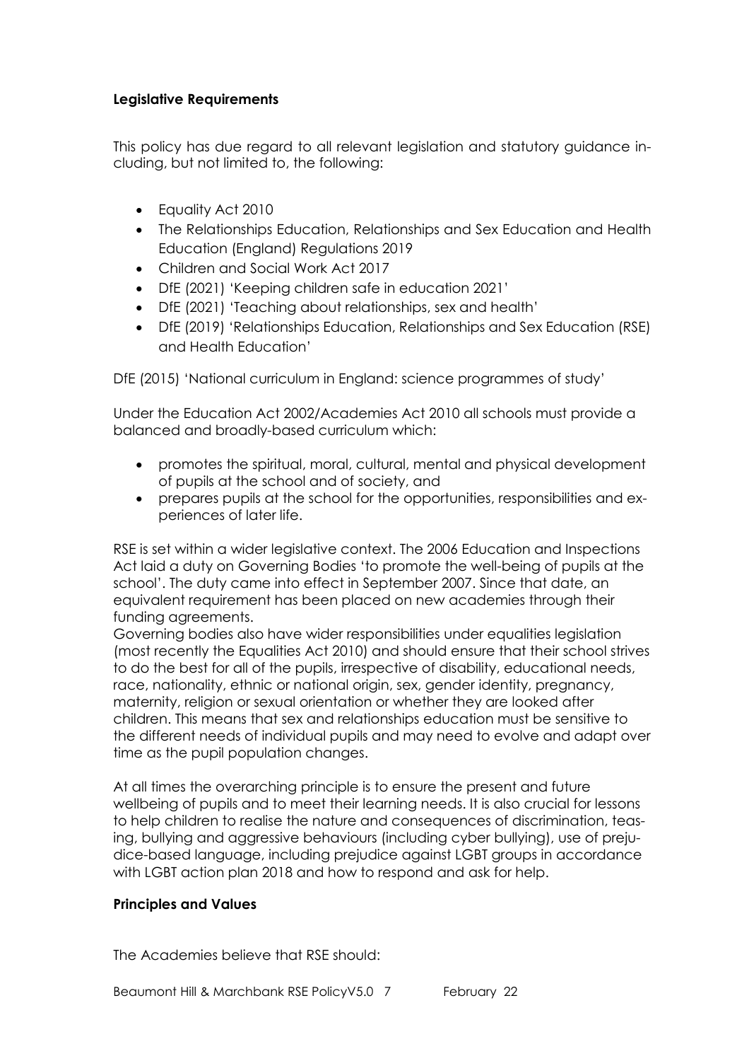**Legislative Requirements**

This policy has due regard to all relevant legislation and statutory guidance including, but not limited to, the following:

- Equality Act 2010
- The Relationships Education, Relationships and Sex Education and Health Education (England) Regulations 2019
- Children and Social Work Act 2017
- DfE (2021) 'Keeping children safe in education 2021'
- DfE (2021) 'Teaching about relationships, sex and health'
- DfE (2019) 'Relationships Education, Relationships and Sex Education (RSE) and Health Education'

DfE (2015) 'National curriculum in England: science programmes of study'

Under the Education Act 2002/Academies Act 2010 all schools must provide a balanced and broadly-based curriculum which:

- promotes the spiritual, moral, cultural, mental and physical development of pupils at the school and of society, and
- prepares pupils at the school for the opportunities, responsibilities and experiences of later life.

RSE is set within a wider legislative context. The 2006 Education and Inspections Act laid a duty on Governing Bodies 'to promote the well-being of pupils at the school'. The duty came into effect in September 2007. Since that date, an equivalent requirement has been placed on new academies through their funding agreements.
Governing bodies also have wider responsibilities under equalities legislation (most recently the Equalities Act 2010) and should ensure that their school strives to do the best for all of the pupils, irrespective of disability, educational needs, race, nationality, ethnic or national origin, sex, gender identity, pregnancy, maternity, religion or sexual orientation or whether they are looked after children. This means that sex and relationships education must be sensitive to the different needs of individual pupils and may need to evolve and adapt over time as the pupil population changes.

At all times the overarching principle is to ensure the present and future wellbeing of pupils and to meet their learning needs. It is also crucial for lessons to help children to realise the nature and consequences of discrimination, teasing, bullying and aggressive behaviours (including cyber bullying), use of prejudice-based language, including prejudice against LGBT groups in accordance with LGBT action plan 2018 and how to respond and ask for help.

**Principles and Values**

The Academies believe that RSE should: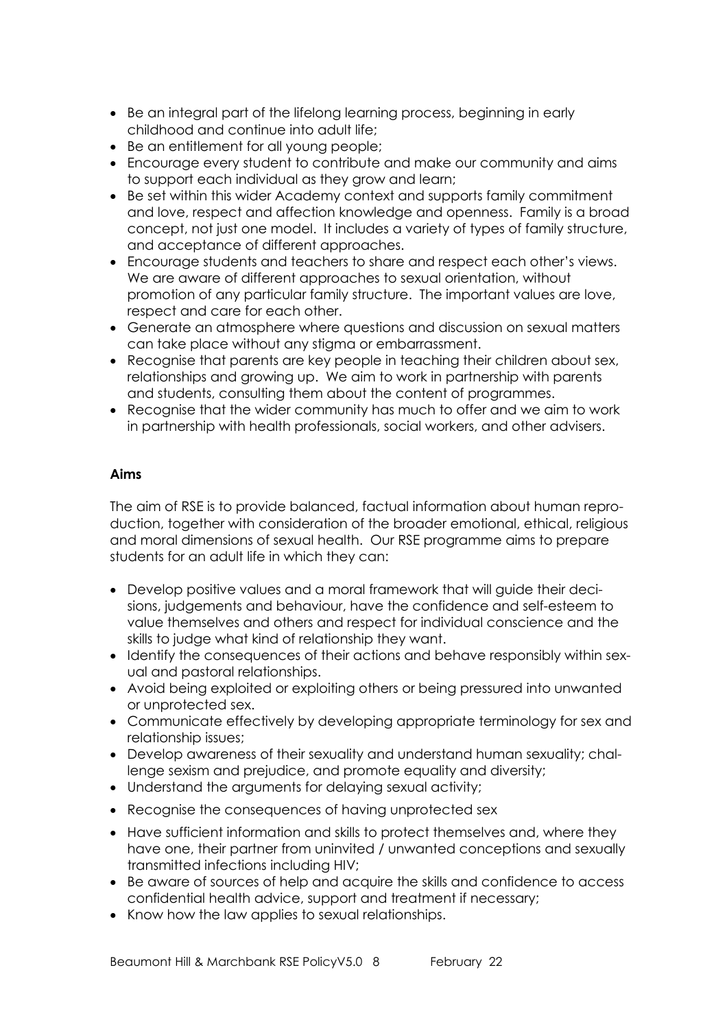- Be an integral part of the lifelong learning process, beginning in early childhood and continue into adult life;
- Be an entitlement for all young people;
- Encourage every student to contribute and make our community and aims to support each individual as they grow and learn;
- Be set within this wider Academy context and supports family commitment and love, respect and affection knowledge and openness. Family is a broad concept, not just one model. It includes a variety of types of family structure, and acceptance of different approaches.
- Encourage students and teachers to share and respect each other's views. We are aware of different approaches to sexual orientation, without promotion of any particular family structure. The important values are love, respect and care for each other.
- Generate an atmosphere where questions and discussion on sexual matters can take place without any stigma or embarrassment.
- Recognise that parents are key people in teaching their children about sex, relationships and growing up. We aim to work in partnership with parents and students, consulting them about the content of programmes.
- Recognise that the wider community has much to offer and we aim to work in partnership with health professionals, social workers, and other advisers.

**Aims**

The aim of RSE is to provide balanced, factual information about human reproduction, together with consideration of the broader emotional, ethical, religious and moral dimensions of sexual health. Our RSE programme aims to prepare students for an adult life in which they can:

- Develop positive values and a moral framework that will guide their decisions, judgements and behaviour, have the confidence and self-esteem to value themselves and others and respect for individual conscience and the skills to judge what kind of relationship they want.
- Identify the consequences of their actions and behave responsibly within sexual and pastoral relationships.
- Avoid being exploited or exploiting others or being pressured into unwanted or unprotected sex.
- Communicate effectively by developing appropriate terminology for sex and relationship issues;
- Develop awareness of their sexuality and understand human sexuality; challenge sexism and prejudice, and promote equality and diversity;
- Understand the arguments for delaying sexual activity;
- Recognise the consequences of having unprotected sex
- Have sufficient information and skills to protect themselves and, where they have one, their partner from uninvited / unwanted conceptions and sexually transmitted infections including HIV;
- Be aware of sources of help and acquire the skills and confidence to access confidential health advice, support and treatment if necessary;
- Know how the law applies to sexual relationships.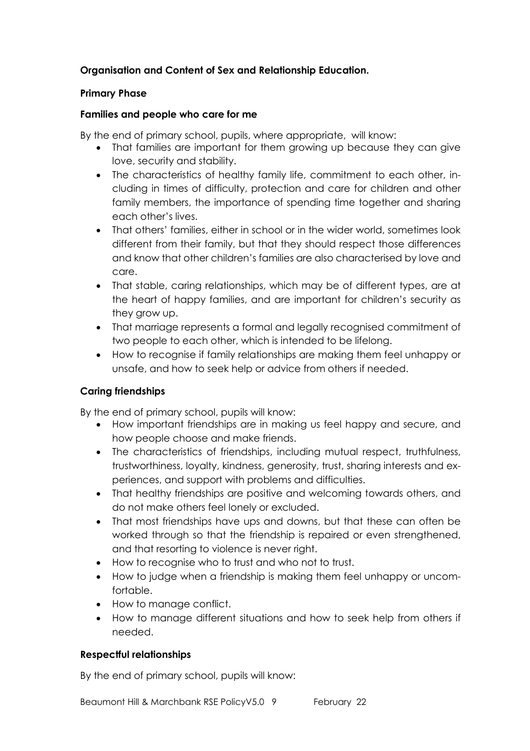**Organisation and Content of Sex and Relationship Education.**

**Primary Phase**

**Families and people who care for me**

By the end of primary school, pupils, where appropriate, will know:

- That families are important for them growing up because they can give love, security and stability.
- The characteristics of healthy family life, commitment to each other, including in times of difficulty, protection and care for children and other family members, the importance of spending time together and sharing each other's lives.
- That others' families, either in school or in the wider world, sometimes look different from their family, but that they should respect those differences and know that other children's families are also characterised by love and care.
- That stable, caring relationships, which may be of different types, are at the heart of happy families, and are important for children's security as they grow up.
- That marriage represents a formal and legally recognised commitment of two people to each other, which is intended to be lifelong.
- How to recognise if family relationships are making them feel unhappy or unsafe, and how to seek help or advice from others if needed.

**Caring friendships**

By the end of primary school, pupils will know:

- How important friendships are in making us feel happy and secure, and how people choose and make friends.
- The characteristics of friendships, including mutual respect, truthfulness, trustworthiness, loyalty, kindness, generosity, trust, sharing interests and experiences, and support with problems and difficulties.
- That healthy friendships are positive and welcoming towards others, and do not make others feel lonely or excluded.
- That most friendships have ups and downs, but that these can often be worked through so that the friendship is repaired or even strengthened, and that resorting to violence is never right.
- How to recognise who to trust and who not to trust.
- How to judge when a friendship is making them feel unhappy or uncomfortable.
- How to manage conflict.
- How to manage different situations and how to seek help from others if needed.

**Respectful relationships**

By the end of primary school, pupils will know: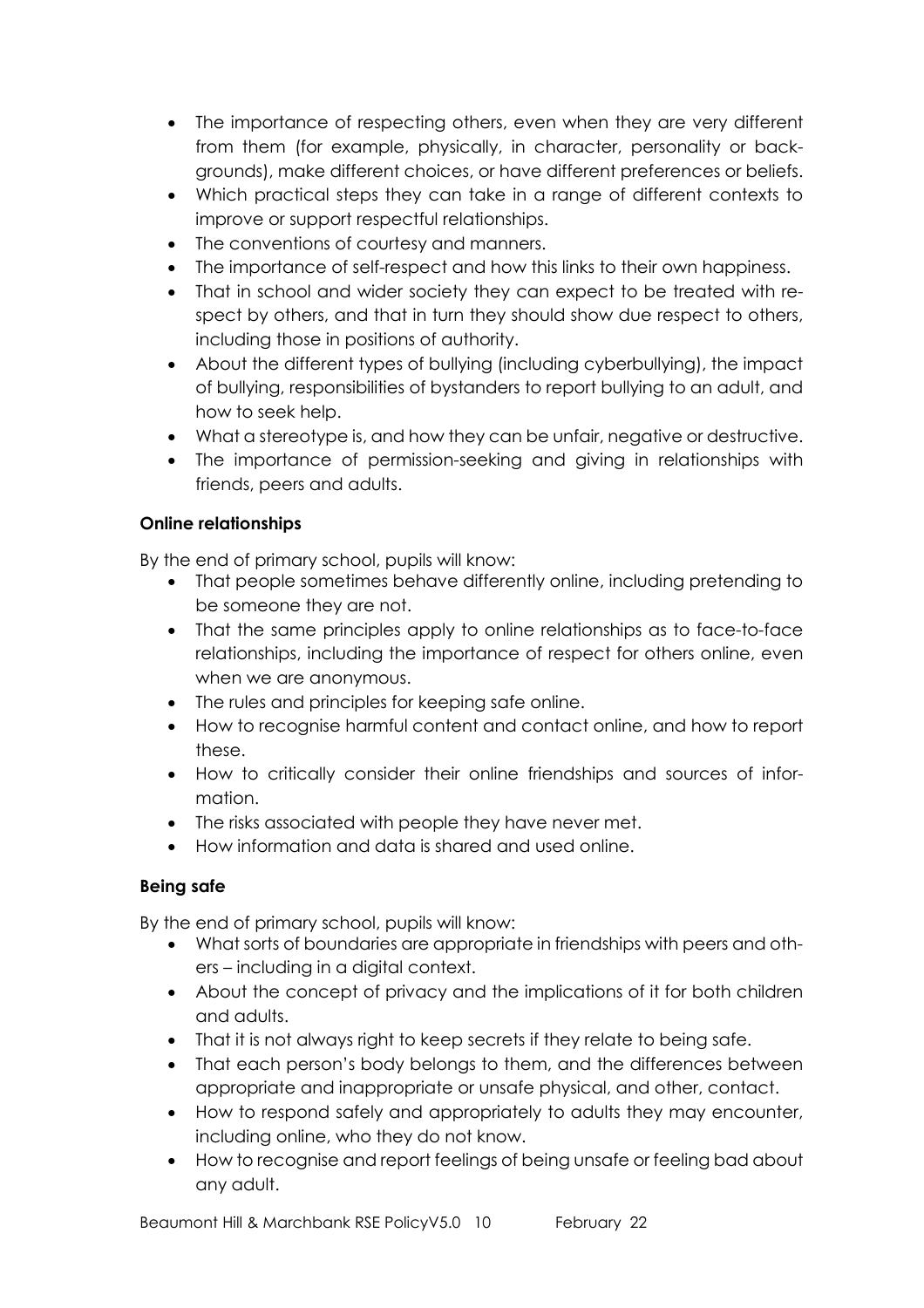- The importance of respecting others, even when they are very different from them (for example, physically, in character, personality or backgrounds), make different choices, or have different preferences or beliefs.
- Which practical steps they can take in a range of different contexts to improve or support respectful relationships.
- The conventions of courtesy and manners.
- The importance of self-respect and how this links to their own happiness.
- That in school and wider society they can expect to be treated with respect by others, and that in turn they should show due respect to others, including those in positions of authority.
- About the different types of bullying (including cyberbullying), the impact of bullying, responsibilities of bystanders to report bullying to an adult, and how to seek help.
- What a stereotype is, and how they can be unfair, negative or destructive.
- The importance of permission-seeking and giving in relationships with friends, peers and adults.

**Online relationships**

By the end of primary school, pupils will know:

- That people sometimes behave differently online, including pretending to be someone they are not.
- That the same principles apply to online relationships as to face-to-face relationships, including the importance of respect for others online, even when we are anonymous.
- The rules and principles for keeping safe online.
- How to recognise harmful content and contact online, and how to report these.
- How to critically consider their online friendships and sources of information.
- The risks associated with people they have never met.
- How information and data is shared and used online.

**Being safe**

By the end of primary school, pupils will know:

- What sorts of boundaries are appropriate in friendships with peers and others – including in a digital context.
- About the concept of privacy and the implications of it for both children and adults.
- That it is not always right to keep secrets if they relate to being safe.
- That each person's body belongs to them, and the differences between appropriate and inappropriate or unsafe physical, and other, contact.
- How to respond safely and appropriately to adults they may encounter, including online, who they do not know.
- How to recognise and report feelings of being unsafe or feeling bad about any adult.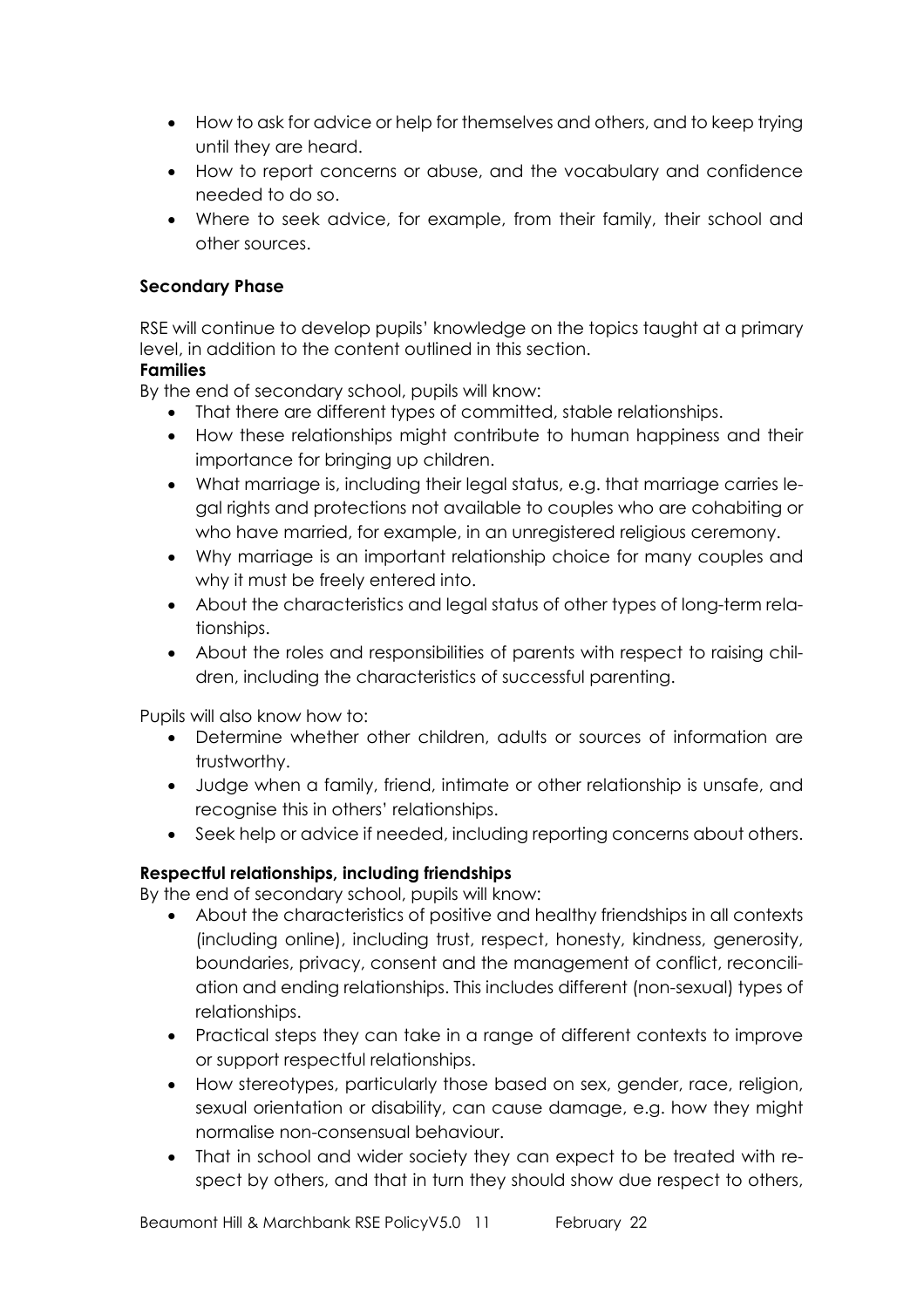- How to ask for advice or help for themselves and others, and to keep trying until they are heard.
- How to report concerns or abuse, and the vocabulary and confidence needed to do so.
- Where to seek advice, for example, from their family, their school and other sources.

**Secondary Phase**

RSE will continue to develop pupils' knowledge on the topics taught at a primary level, in addition to the content outlined in this section.

**Families**

By the end of secondary school, pupils will know:

- That there are different types of committed, stable relationships.
- How these relationships might contribute to human happiness and their importance for bringing up children.
- What marriage is, including their legal status, e.g. that marriage carries legal rights and protections not available to couples who are cohabiting or who have married, for example, in an unregistered religious ceremony.
- Why marriage is an important relationship choice for many couples and why it must be freely entered into.
- About the characteristics and legal status of other types of long-term relationships.
- About the roles and responsibilities of parents with respect to raising children, including the characteristics of successful parenting.

Pupils will also know how to:

- Determine whether other children, adults or sources of information are trustworthy.
- Judge when a family, friend, intimate or other relationship is unsafe, and recognise this in others' relationships.
- Seek help or advice if needed, including reporting concerns about others.

**Respectful relationships, including friendships**

By the end of secondary school, pupils will know:

- About the characteristics of positive and healthy friendships in all contexts (including online), including trust, respect, honesty, kindness, generosity, boundaries, privacy, consent and the management of conflict, reconciliation and ending relationships. This includes different (non-sexual) types of relationships.
- Practical steps they can take in a range of different contexts to improve or support respectful relationships.
- How stereotypes, particularly those based on sex, gender, race, religion, sexual orientation or disability, can cause damage, e.g. how they might normalise non-consensual behaviour.
- That in school and wider society they can expect to be treated with respect by others, and that in turn they should show due respect to others,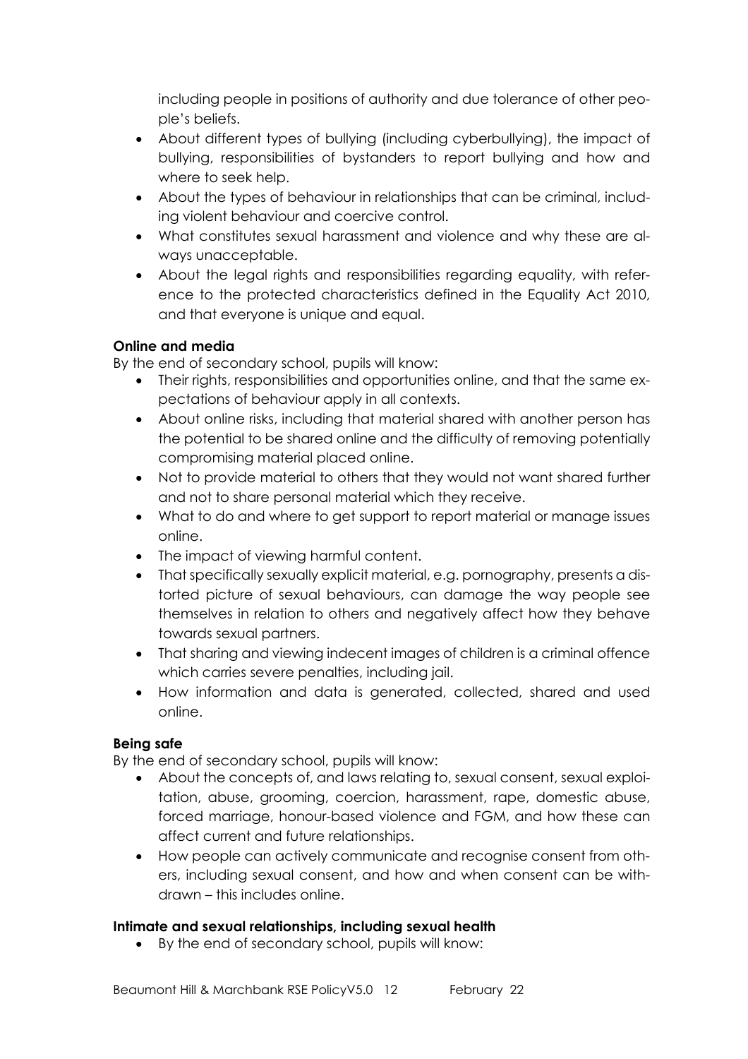including people in positions of authority and due tolerance of other people's beliefs.

- About different types of bullying (including cyberbullying), the impact of bullying, responsibilities of bystanders to report bullying and how and where to seek help.
- About the types of behaviour in relationships that can be criminal, including violent behaviour and coercive control.
- What constitutes sexual harassment and violence and why these are always unacceptable.
- About the legal rights and responsibilities regarding equality, with reference to the protected characteristics defined in the Equality Act 2010, and that everyone is unique and equal.

**Online and media**

By the end of secondary school, pupils will know:

- Their rights, responsibilities and opportunities online, and that the same expectations of behaviour apply in all contexts.
- About online risks, including that material shared with another person has the potential to be shared online and the difficulty of removing potentially compromising material placed online.
- Not to provide material to others that they would not want shared further and not to share personal material which they receive.
- What to do and where to get support to report material or manage issues online.
- The impact of viewing harmful content.
- That specifically sexually explicit material, e.g. pornography, presents a distorted picture of sexual behaviours, can damage the way people see themselves in relation to others and negatively affect how they behave towards sexual partners.
- That sharing and viewing indecent images of children is a criminal offence which carries severe penalties, including jail.
- How information and data is generated, collected, shared and used online.

**Being safe**

By the end of secondary school, pupils will know:

- About the concepts of, and laws relating to, sexual consent, sexual exploitation, abuse, grooming, coercion, harassment, rape, domestic abuse, forced marriage, honour-based violence and FGM, and how these can affect current and future relationships.
- How people can actively communicate and recognise consent from others, including sexual consent, and how and when consent can be withdrawn – this includes online.

**Intimate and sexual relationships, including sexual health**

- By the end of secondary school, pupils will know: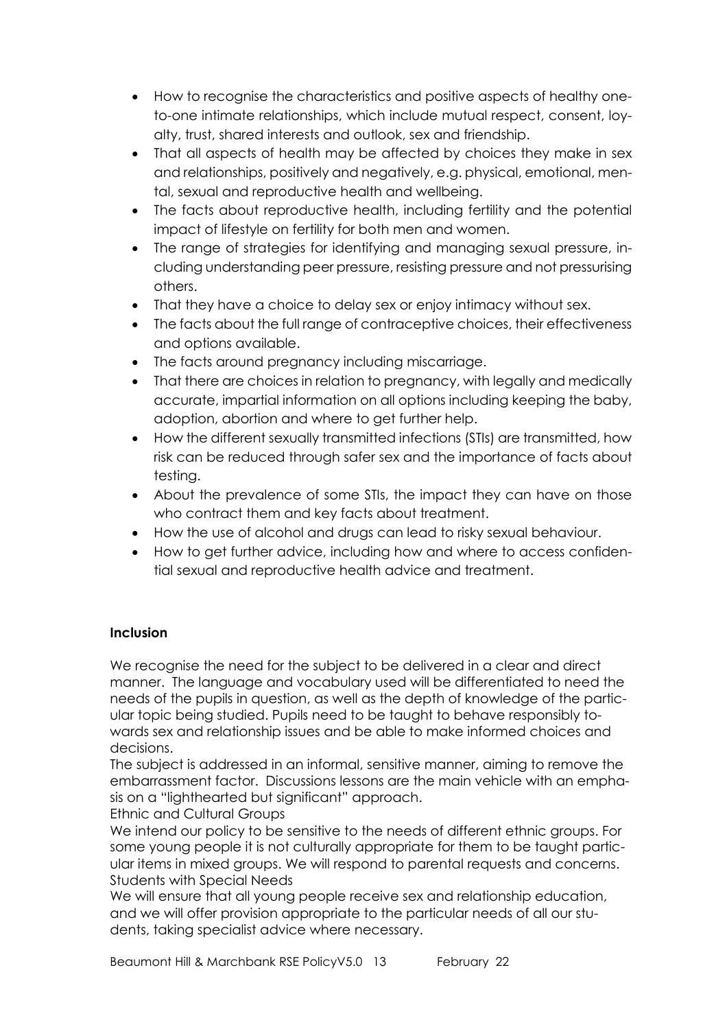- How to recognise the characteristics and positive aspects of healthy one-to-one intimate relationships, which include mutual respect, consent, loyalty, trust, shared interests and outlook, sex and friendship.
- That all aspects of health may be affected by choices they make in sex and relationships, positively and negatively, e.g. physical, emotional, mental, sexual and reproductive health and wellbeing.
- The facts about reproductive health, including fertility and the potential impact of lifestyle on fertility for both men and women.
- The range of strategies for identifying and managing sexual pressure, including understanding peer pressure, resisting pressure and not pressurising others.
- That they have a choice to delay sex or enjoy intimacy without sex.
- The facts about the full range of contraceptive choices, their effectiveness and options available.
- The facts around pregnancy including miscarriage.
- That there are choices in relation to pregnancy, with legally and medically accurate, impartial information on all options including keeping the baby, adoption, abortion and where to get further help.
- How the different sexually transmitted infections (STIs) are transmitted, how risk can be reduced through safer sex and the importance of facts about testing.
- About the prevalence of some STIs, the impact they can have on those who contract them and key facts about treatment.
- How the use of alcohol and drugs can lead to risky sexual behaviour.
- How to get further advice, including how and where to access confidential sexual and reproductive health advice and treatment.

**Inclusion**

We recognise the need for the subject to be delivered in a clear and direct manner. The language and vocabulary used will be differentiated to need the needs of the pupils in question, as well as the depth of knowledge of the particular topic being studied. Pupils need to be taught to behave responsibly towards sex and relationship issues and be able to make informed choices and decisions.
The subject is addressed in an informal, sensitive manner, aiming to remove the embarrassment factor. Discussions lessons are the main vehicle with an emphasis on a "lighthearted but significant" approach.
Ethnic and Cultural Groups
We intend our policy to be sensitive to the needs of different ethnic groups. For some young people it is not culturally appropriate for them to be taught particular items in mixed groups. We will respond to parental requests and concerns.
Students with Special Needs
We will ensure that all young people receive sex and relationship education, and we will offer provision appropriate to the particular needs of all our students, taking specialist advice where necessary.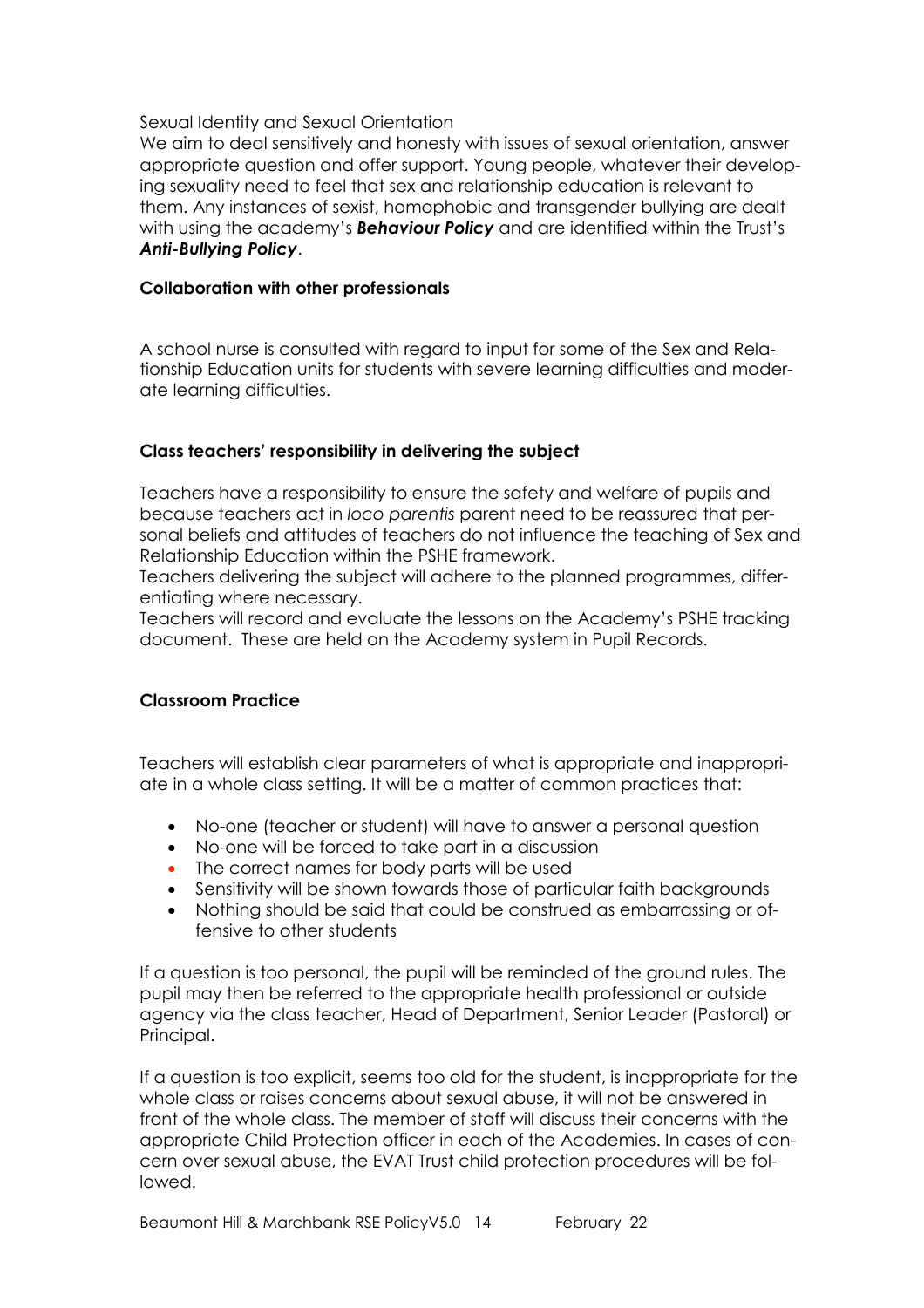Sexual Identity and Sexual Orientation

We aim to deal sensitively and honesty with issues of sexual orientation, answer appropriate question and offer support. Young people, whatever their developing sexuality need to feel that sex and relationship education is relevant to them. Any instances of sexist, homophobic and transgender bullying are dealt with using the academy's ***Behaviour Policy*** and are identified within the Trust's ***Anti-Bullying Policy***.

**Collaboration with other professionals**

A school nurse is consulted with regard to input for some of the Sex and Relationship Education units for students with severe learning difficulties and moderate learning difficulties.

**Class teachers' responsibility in delivering the subject**

Teachers have a responsibility to ensure the safety and welfare of pupils and because teachers act in *loco parentis* parent need to be reassured that personal beliefs and attitudes of teachers do not influence the teaching of Sex and Relationship Education within the PSHE framework.

Teachers delivering the subject will adhere to the planned programmes, differentiating where necessary.

Teachers will record and evaluate the lessons on the Academy's PSHE tracking document. These are held on the Academy system in Pupil Records.

**Classroom Practice**

Teachers will establish clear parameters of what is appropriate and inappropriate in a whole class setting. It will be a matter of common practices that:

- No-one (teacher or student) will have to answer a personal question
- No-one will be forced to take part in a discussion
- The correct names for body parts will be used
- Sensitivity will be shown towards those of particular faith backgrounds
- Nothing should be said that could be construed as embarrassing or offensive to other students

If a question is too personal, the pupil will be reminded of the ground rules. The pupil may then be referred to the appropriate health professional or outside agency via the class teacher, Head of Department, Senior Leader (Pastoral) or Principal.

If a question is too explicit, seems too old for the student, is inappropriate for the whole class or raises concerns about sexual abuse, it will not be answered in front of the whole class. The member of staff will discuss their concerns with the appropriate Child Protection officer in each of the Academies. In cases of concern over sexual abuse, the EVAT Trust child protection procedures will be followed.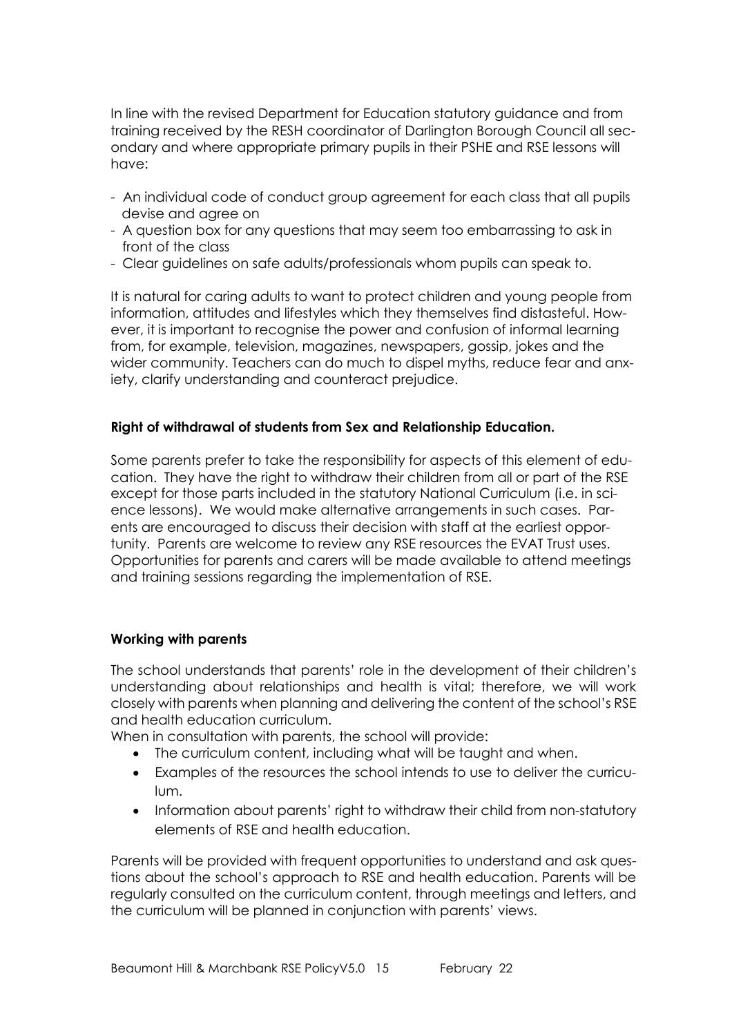In line with the revised Department for Education statutory guidance and from training received by the RESH coordinator of Darlington Borough Council all secondary and where appropriate primary pupils in their PSHE and RSE lessons will have:

- An individual code of conduct group agreement for each class that all pupils devise and agree on
- A question box for any questions that may seem too embarrassing to ask in front of the class
- Clear guidelines on safe adults/professionals whom pupils can speak to.

It is natural for caring adults to want to protect children and young people from information, attitudes and lifestyles which they themselves find distasteful. However, it is important to recognise the power and confusion of informal learning from, for example, television, magazines, newspapers, gossip, jokes and the wider community. Teachers can do much to dispel myths, reduce fear and anxiety, clarify understanding and counteract prejudice.

**Right of withdrawal of students from Sex and Relationship Education.**

Some parents prefer to take the responsibility for aspects of this element of education. They have the right to withdraw their children from all or part of the RSE except for those parts included in the statutory National Curriculum (i.e. in science lessons). We would make alternative arrangements in such cases. Parents are encouraged to discuss their decision with staff at the earliest opportunity. Parents are welcome to review any RSE resources the EVAT Trust uses. Opportunities for parents and carers will be made available to attend meetings and training sessions regarding the implementation of RSE.

**Working with parents**

The school understands that parents' role in the development of their children's understanding about relationships and health is vital; therefore, we will work closely with parents when planning and delivering the content of the school's RSE and health education curriculum.

When in consultation with parents, the school will provide:

- The curriculum content, including what will be taught and when.
- Examples of the resources the school intends to use to deliver the curriculum.
- Information about parents' right to withdraw their child from non-statutory elements of RSE and health education.

Parents will be provided with frequent opportunities to understand and ask questions about the school's approach to RSE and health education. Parents will be regularly consulted on the curriculum content, through meetings and letters, and the curriculum will be planned in conjunction with parents' views.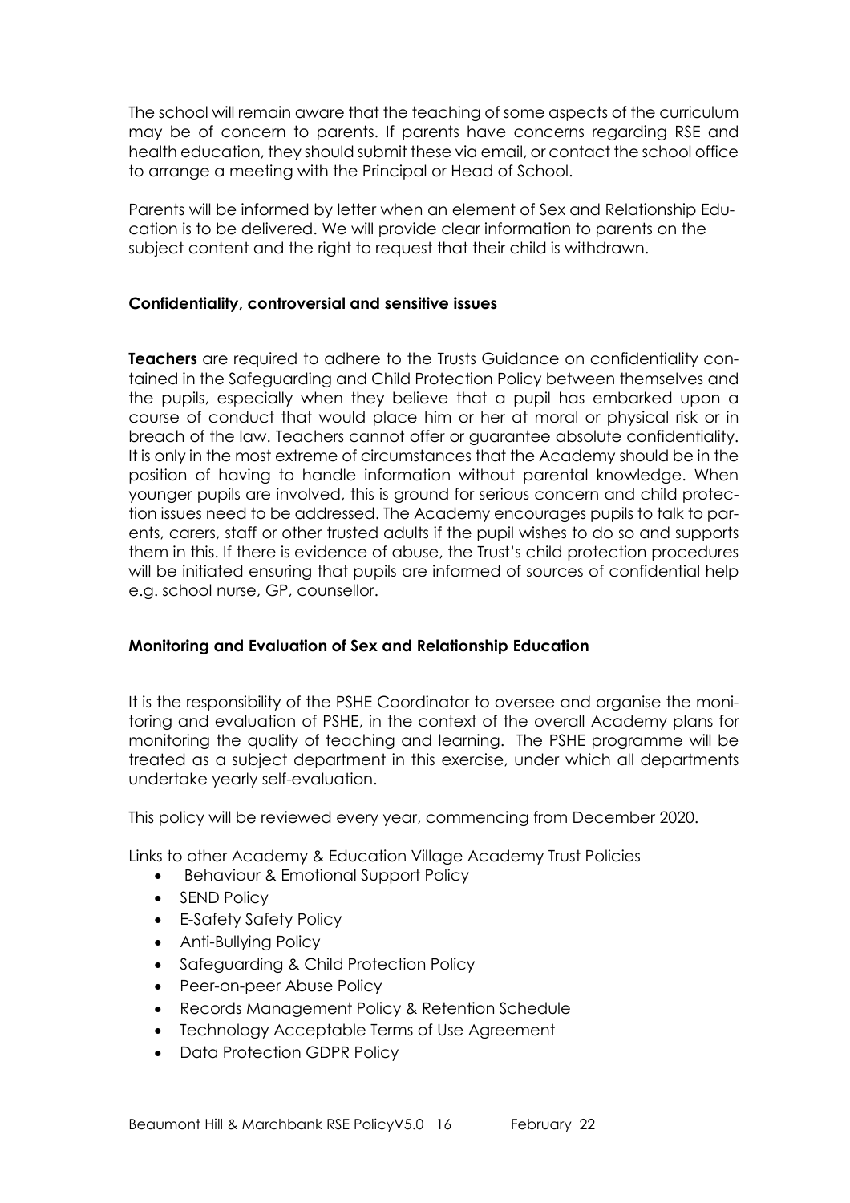The school will remain aware that the teaching of some aspects of the curriculum may be of concern to parents. If parents have concerns regarding RSE and health education, they should submit these via email, or contact the school office to arrange a meeting with the Principal or Head of School.

Parents will be informed by letter when an element of Sex and Relationship Education is to be delivered. We will provide clear information to parents on the subject content and the right to request that their child is withdrawn.

**Confidentiality, controversial and sensitive issues**

**Teachers** are required to adhere to the Trusts Guidance on confidentiality contained in the Safeguarding and Child Protection Policy between themselves and the pupils, especially when they believe that a pupil has embarked upon a course of conduct that would place him or her at moral or physical risk or in breach of the law. Teachers cannot offer or guarantee absolute confidentiality. It is only in the most extreme of circumstances that the Academy should be in the position of having to handle information without parental knowledge. When younger pupils are involved, this is ground for serious concern and child protection issues need to be addressed. The Academy encourages pupils to talk to parents, carers, staff or other trusted adults if the pupil wishes to do so and supports them in this. If there is evidence of abuse, the Trust's child protection procedures will be initiated ensuring that pupils are informed of sources of confidential help e.g. school nurse, GP, counsellor.

**Monitoring and Evaluation of Sex and Relationship Education**

It is the responsibility of the PSHE Coordinator to oversee and organise the monitoring and evaluation of PSHE, in the context of the overall Academy plans for monitoring the quality of teaching and learning. The PSHE programme will be treated as a subject department in this exercise, under which all departments undertake yearly self-evaluation.

This policy will be reviewed every year, commencing from December 2020.

Links to other Academy & Education Village Academy Trust Policies

- Behaviour & Emotional Support Policy
- SEND Policy
- E-Safety Safety Policy
- Anti-Bullying Policy
- Safeguarding & Child Protection Policy
- Peer-on-peer Abuse Policy
- Records Management Policy & Retention Schedule
- Technology Acceptable Terms of Use Agreement
- Data Protection GDPR Policy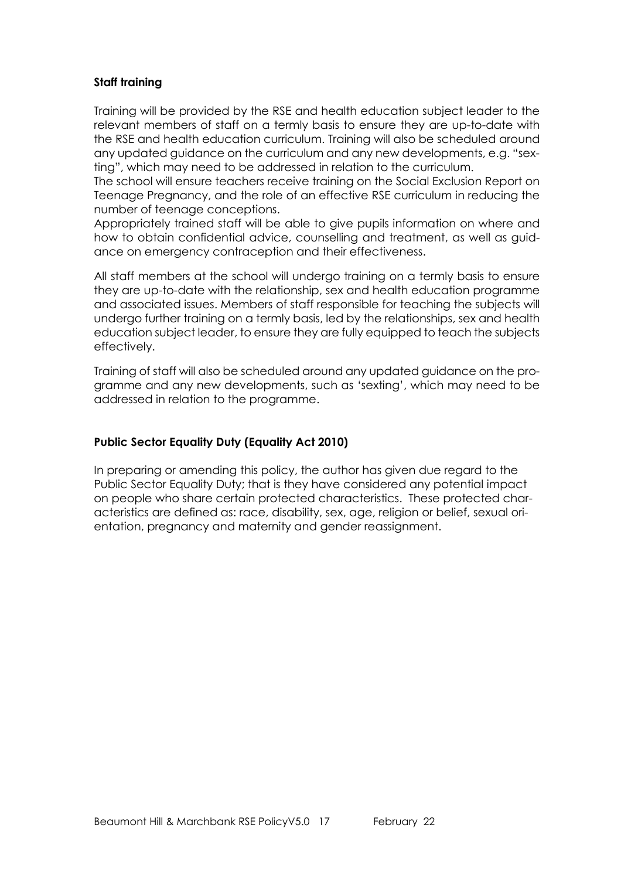**Staff training**

Training will be provided by the RSE and health education subject leader to the relevant members of staff on a termly basis to ensure they are up-to-date with the RSE and health education curriculum. Training will also be scheduled around any updated guidance on the curriculum and any new developments, e.g. "sexting", which may need to be addressed in relation to the curriculum.
The school will ensure teachers receive training on the Social Exclusion Report on Teenage Pregnancy, and the role of an effective RSE curriculum in reducing the number of teenage conceptions.
Appropriately trained staff will be able to give pupils information on where and how to obtain confidential advice, counselling and treatment, as well as guidance on emergency contraception and their effectiveness.

All staff members at the school will undergo training on a termly basis to ensure they are up-to-date with the relationship, sex and health education programme and associated issues. Members of staff responsible for teaching the subjects will undergo further training on a termly basis, led by the relationships, sex and health education subject leader, to ensure they are fully equipped to teach the subjects effectively.

Training of staff will also be scheduled around any updated guidance on the programme and any new developments, such as 'sexting', which may need to be addressed in relation to the programme.

**Public Sector Equality Duty (Equality Act 2010)**

In preparing or amending this policy, the author has given due regard to the Public Sector Equality Duty; that is they have considered any potential impact on people who share certain protected characteristics. These protected characteristics are defined as: race, disability, sex, age, religion or belief, sexual orientation, pregnancy and maternity and gender reassignment.